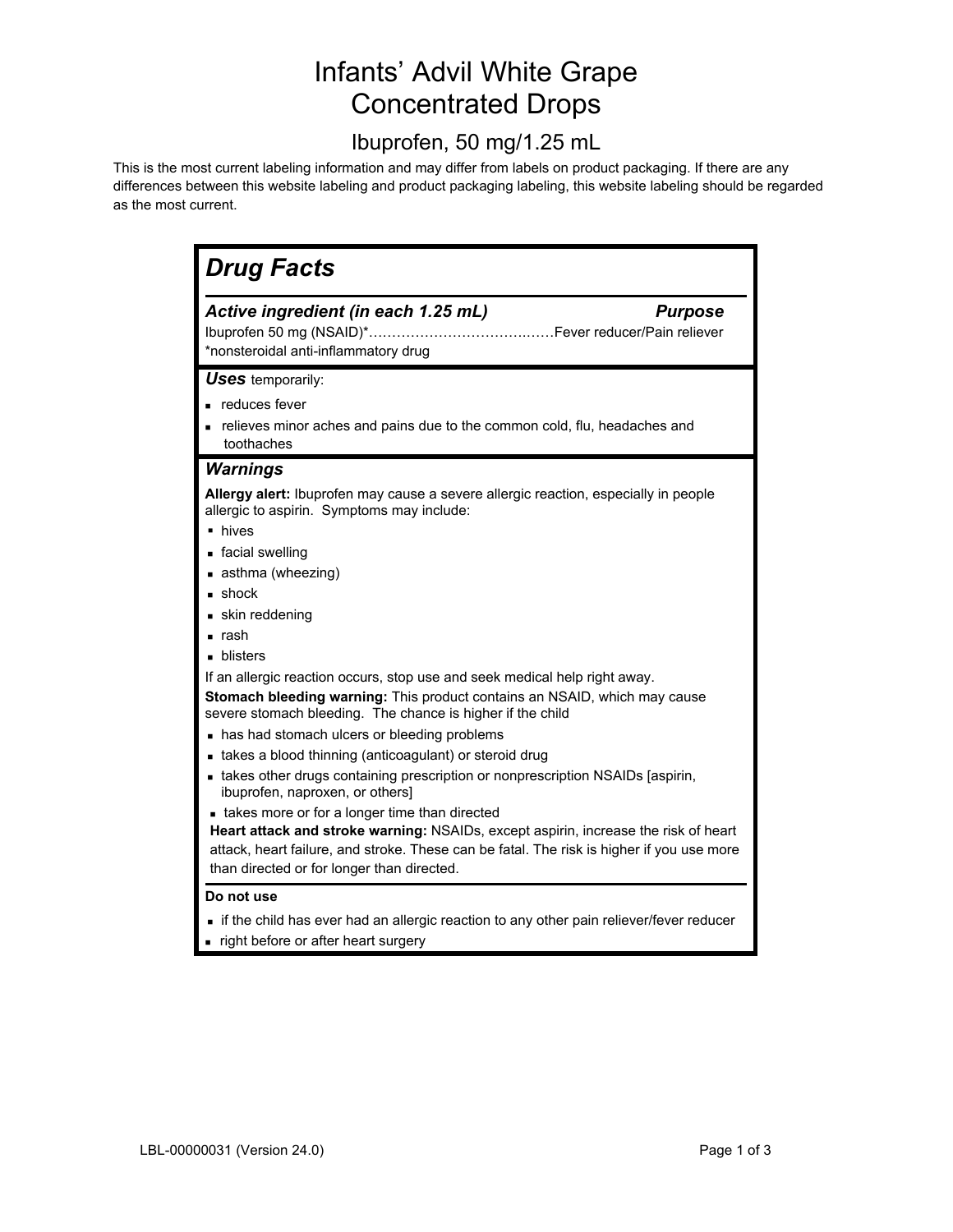# Infants' Advil White Grape Concentrated Drops

## Ibuprofen, 50 mg/1.25 mL

This is the most current labeling information and may differ from labels on product packaging. If there are any differences between this website labeling and product packaging labeling, this website labeling should be regarded as the most current.

## *Drug Facts*

***Active ingredient (in each 1.25 mL)*** — ***Purpose***

Ibuprofen 50 mg (NSAID)*………………………………Fever reducer/Pain reliever

*nonsteroidal anti-inflammatory drug

***Uses*** temporarily:

- reduces fever
- relieves minor aches and pains due to the common cold, flu, headaches and toothaches

***Warnings***

**Allergy alert:** Ibuprofen may cause a severe allergic reaction, especially in people allergic to aspirin. Symptoms may include:

- hives
- facial swelling
- asthma (wheezing)
- shock
- skin reddening
- rash
- blisters

If an allergic reaction occurs, stop use and seek medical help right away.

**Stomach bleeding warning:** This product contains an NSAID, which may cause severe stomach bleeding. The chance is higher if the child

- has had stomach ulcers or bleeding problems
- takes a blood thinning (anticoagulant) or steroid drug
- takes other drugs containing prescription or nonprescription NSAIDs [aspirin, ibuprofen, naproxen, or others]
- takes more or for a longer time than directed

**Heart attack and stroke warning:** NSAIDs, except aspirin, increase the risk of heart attack, heart failure, and stroke. These can be fatal. The risk is higher if you use more than directed or for longer than directed.

**Do not use**

- if the child has ever had an allergic reaction to any other pain reliever/fever reducer
- right before or after heart surgery

LBL-00000031 (Version 24.0)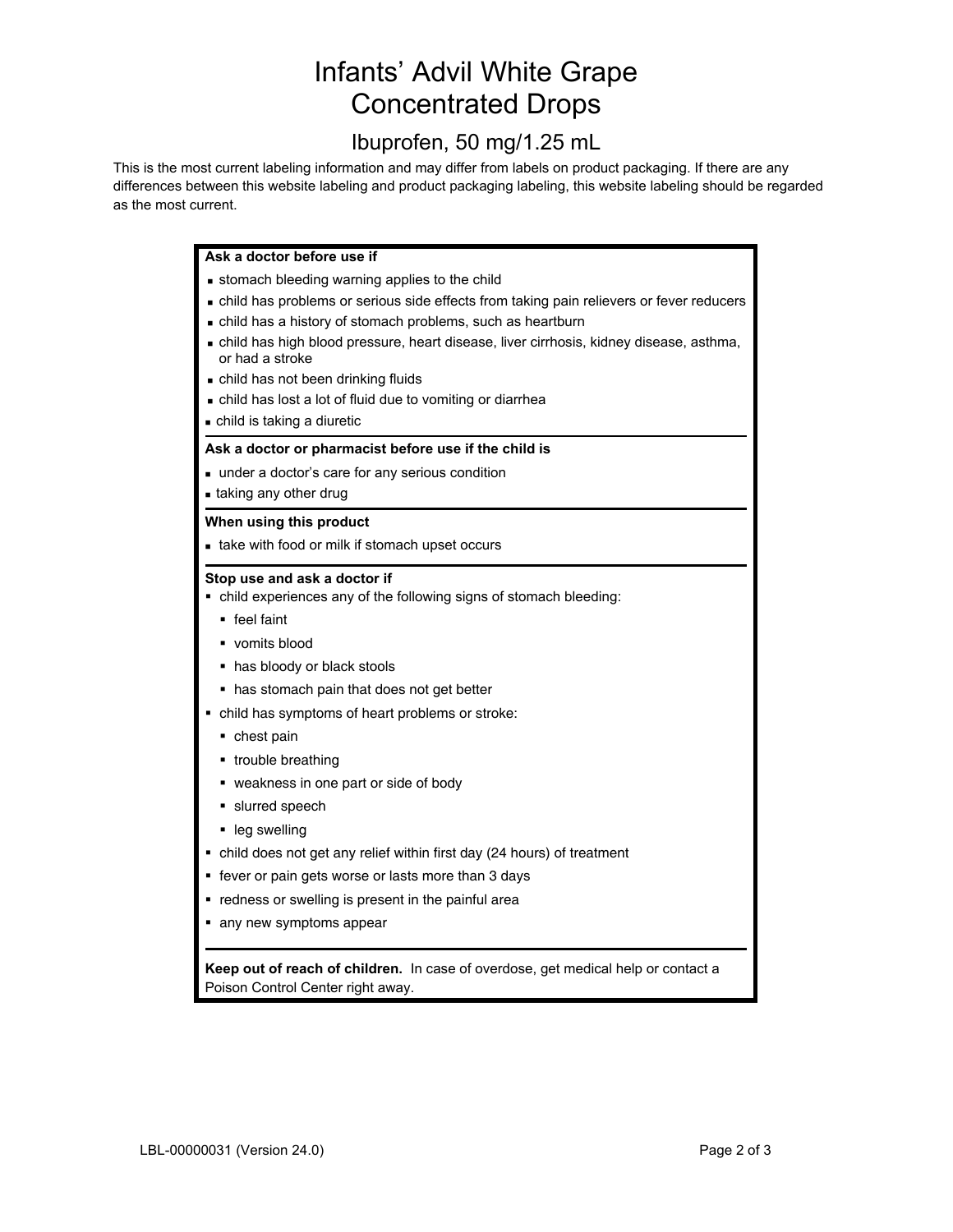# Infants' Advil White Grape Concentrated Drops

## Ibuprofen, 50 mg/1.25 mL

This is the most current labeling information and may differ from labels on product packaging. If there are any differences between this website labeling and product packaging labeling, this website labeling should be regarded as the most current.

**Ask a doctor before use if**

- stomach bleeding warning applies to the child
- child has problems or serious side effects from taking pain relievers or fever reducers
- child has a history of stomach problems, such as heartburn
- child has high blood pressure, heart disease, liver cirrhosis, kidney disease, asthma, or had a stroke
- child has not been drinking fluids
- child has lost a lot of fluid due to vomiting or diarrhea
- child is taking a diuretic

**Ask a doctor or pharmacist before use if the child is**

- under a doctor's care for any serious condition
- taking any other drug

**When using this product**

- take with food or milk if stomach upset occurs

**Stop use and ask a doctor if**

- child experiences any of the following signs of stomach bleeding:
  - feel faint
  - vomits blood
  - has bloody or black stools
  - has stomach pain that does not get better
- child has symptoms of heart problems or stroke:
  - chest pain
  - trouble breathing
  - weakness in one part or side of body
  - slurred speech
  - leg swelling
- child does not get any relief within first day (24 hours) of treatment
- fever or pain gets worse or lasts more than 3 days
- redness or swelling is present in the painful area
- any new symptoms appear

**Keep out of reach of children.** In case of overdose, get medical help or contact a Poison Control Center right away.

LBL-00000031 (Version 24.0)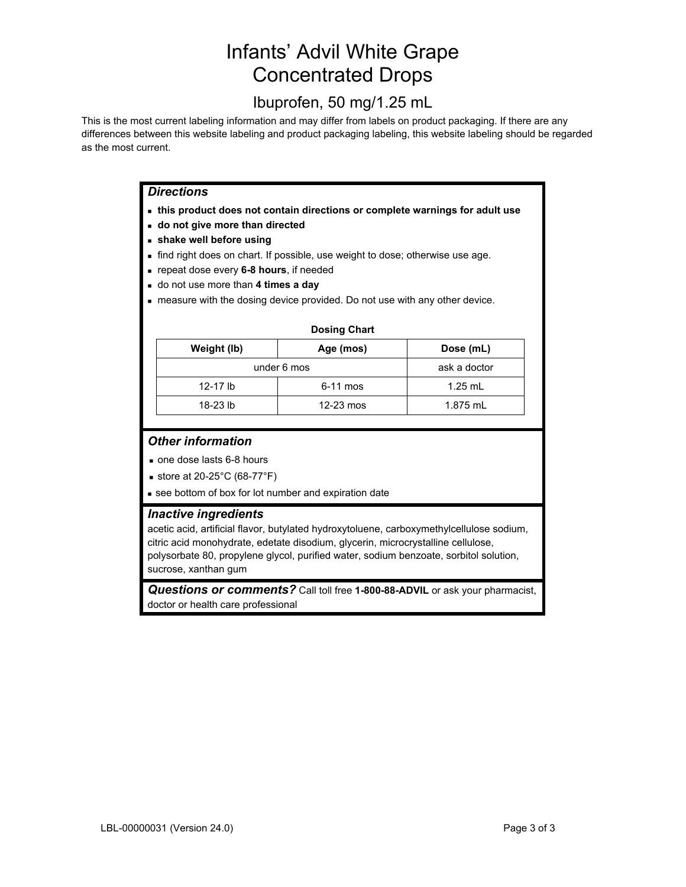# Infants' Advil White Grape Concentrated Drops

## Ibuprofen, 50 mg/1.25 mL

This is the most current labeling information and may differ from labels on product packaging. If there are any differences between this website labeling and product packaging labeling, this website labeling should be regarded as the most current.

### *Directions*

- **this product does not contain directions or complete warnings for adult use**
- **do not give more than directed**
- **shake well before using**
- find right does on chart. If possible, use weight to dose; otherwise use age.
- repeat dose every **6-8 hours**, if needed
- do not use more than **4 times a day**
- measure with the dosing device provided. Do not use with any other device.

**Dosing Chart**

| Weight (lb) | Age (mos) | Dose (mL) |
|---|---|---|
| under 6 mos | | ask a doctor |
| 12-17 lb | 6-11 mos | 1.25 mL |
| 18-23 lb | 12-23 mos | 1.875 mL |

### *Other information*

- one dose lasts 6-8 hours
- store at 20-25°C (68-77°F)
- see bottom of box for lot number and expiration date

### *Inactive ingredients*

acetic acid, artificial flavor, butylated hydroxytoluene, carboxymethylcellulose sodium, citric acid monohydrate, edetate disodium, glycerin, microcrystalline cellulose, polysorbate 80, propylene glycol, purified water, sodium benzoate, sorbitol solution, sucrose, xanthan gum

***Questions or comments?*** Call toll free **1-800-88-ADVIL** or ask your pharmacist, doctor or health care professional

LBL-00000031 (Version 24.0)